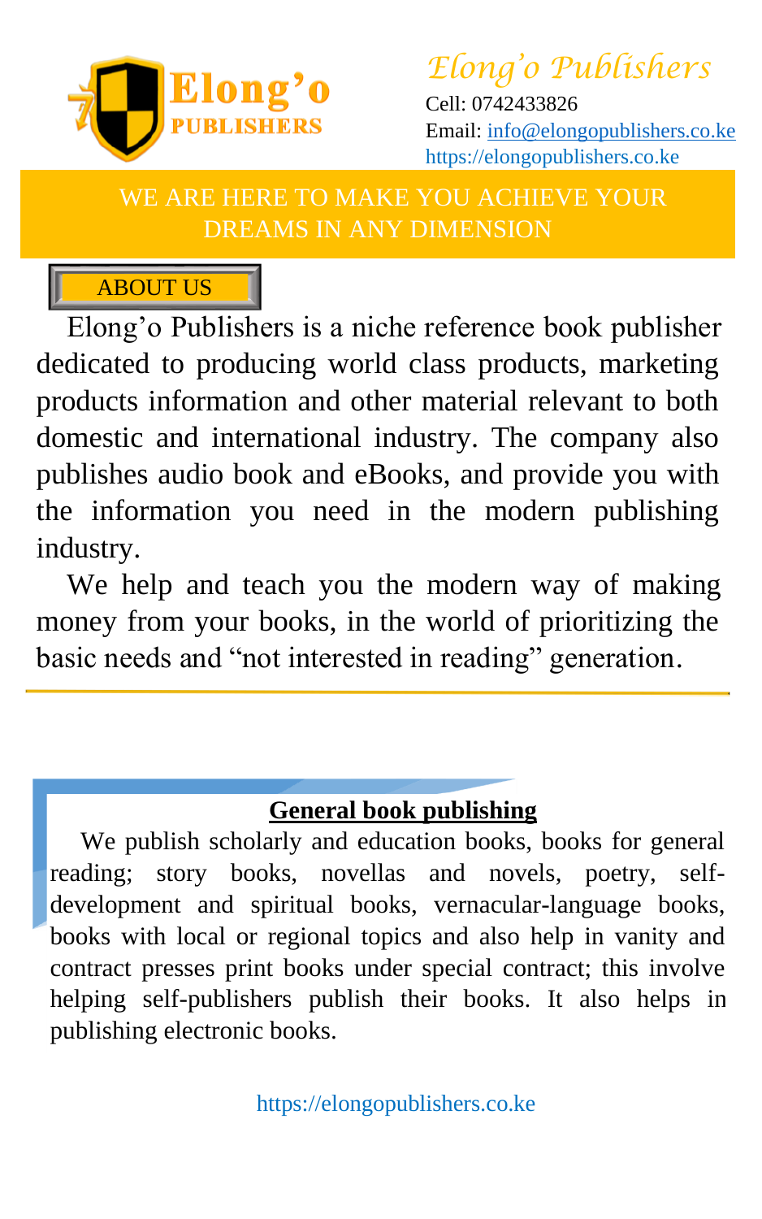# Elong'o Publishers

Cell: 0742433826
Email: info@elongopublishers.co.ke
https://elongopublishers.co.ke

WE ARE HERE TO MAKE YOU ACHIEVE YOUR DREAMS IN ANY DIMENSION

## ABOUT US

Elong'o Publishers is a niche reference book publisher dedicated to producing world class products, marketing products information and other material relevant to both domestic and international industry. The company also publishes audio book and eBooks, and provide you with the information you need in the modern publishing industry.

We help and teach you the modern way of making money from your books, in the world of prioritizing the basic needs and "not interested in reading" generation.

---

## General book publishing

We publish scholarly and education books, books for general reading; story books, novellas and novels, poetry, self-development and spiritual books, vernacular-language books, books with local or regional topics and also help in vanity and contract presses print books under special contract; this involve helping self-publishers publish their books. It also helps in publishing electronic books.

https://elongopublishers.co.ke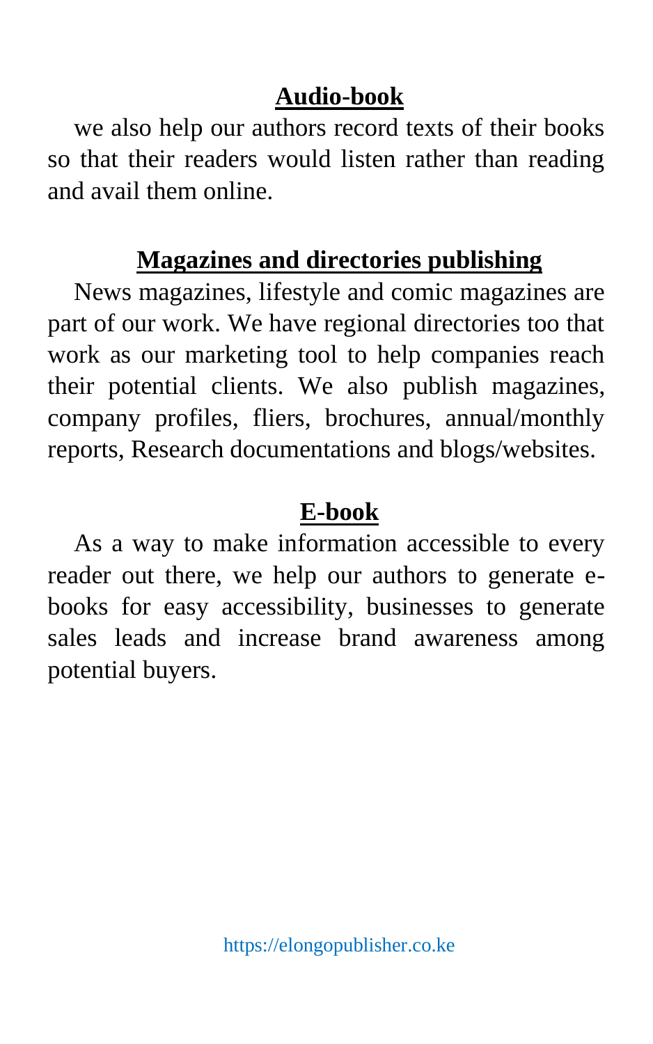## Audio-book

we also help our authors record texts of their books so that their readers would listen rather than reading and avail them online.

## Magazines and directories publishing

News magazines, lifestyle and comic magazines are part of our work. We have regional directories too that work as our marketing tool to help companies reach their potential clients. We also publish magazines, company profiles, fliers, brochures, annual/monthly reports, Research documentations and blogs/websites.

## E-book

As a way to make information accessible to every reader out there, we help our authors to generate e-books for easy accessibility, businesses to generate sales leads and increase brand awareness among potential buyers.

https://elongopublisher.co.ke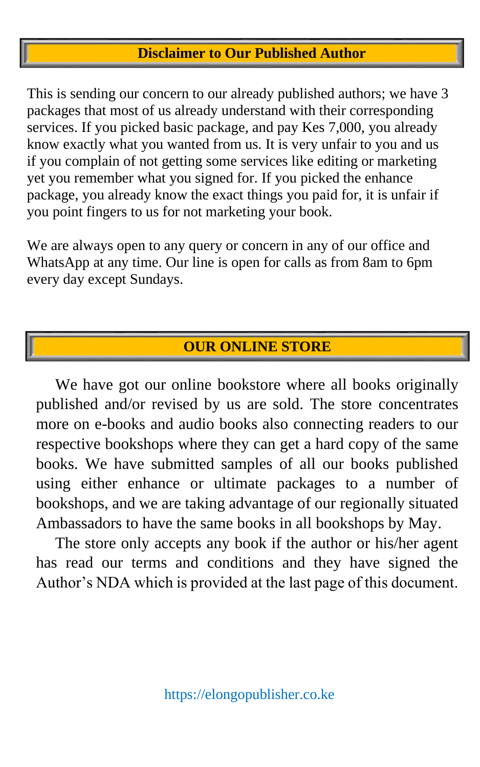## Disclaimer to Our Published Author

This is sending our concern to our already published authors; we have 3 packages that most of us already understand with their corresponding services. If you picked basic package, and pay Kes 7,000, you already know exactly what you wanted from us. It is very unfair to you and us if you complain of not getting some services like editing or marketing yet you remember what you signed for. If you picked the enhance package, you already know the exact things you paid for, it is unfair if you point fingers to us for not marketing your book.

We are always open to any query or concern in any of our office and WhatsApp at any time. Our line is open for calls as from 8am to 6pm every day except Sundays.

## OUR ONLINE STORE

We have got our online bookstore where all books originally published and/or revised by us are sold. The store concentrates more on e-books and audio books also connecting readers to our respective bookshops where they can get a hard copy of the same books. We have submitted samples of all our books published using either enhance or ultimate packages to a number of bookshops, and we are taking advantage of our regionally situated Ambassadors to have the same books in all bookshops by May.

The store only accepts any book if the author or his/her agent has read our terms and conditions and they have signed the Author's NDA which is provided at the last page of this document.

https://elongopublisher.co.ke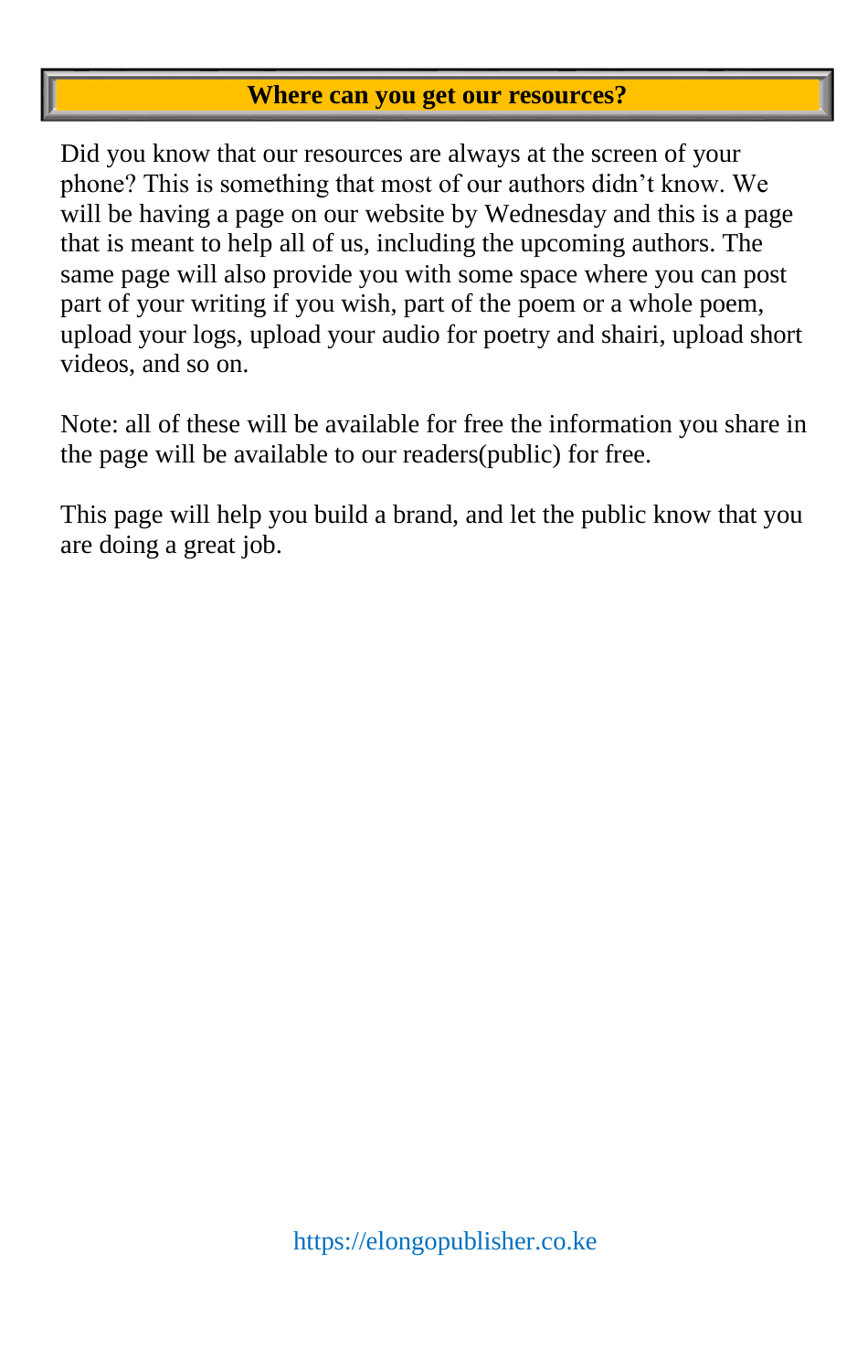## Where can you get our resources?

Did you know that our resources are always at the screen of your phone? This is something that most of our authors didn't know. We will be having a page on our website by Wednesday and this is a page that is meant to help all of us, including the upcoming authors. The same page will also provide you with some space where you can post part of your writing if you wish, part of the poem or a whole poem, upload your logs, upload your audio for poetry and shairi, upload short videos, and so on.

Note: all of these will be available for free the information you share in the page will be available to our readers(public) for free.

This page will help you build a brand, and let the public know that you are doing a great job.

https://elongopublisher.co.ke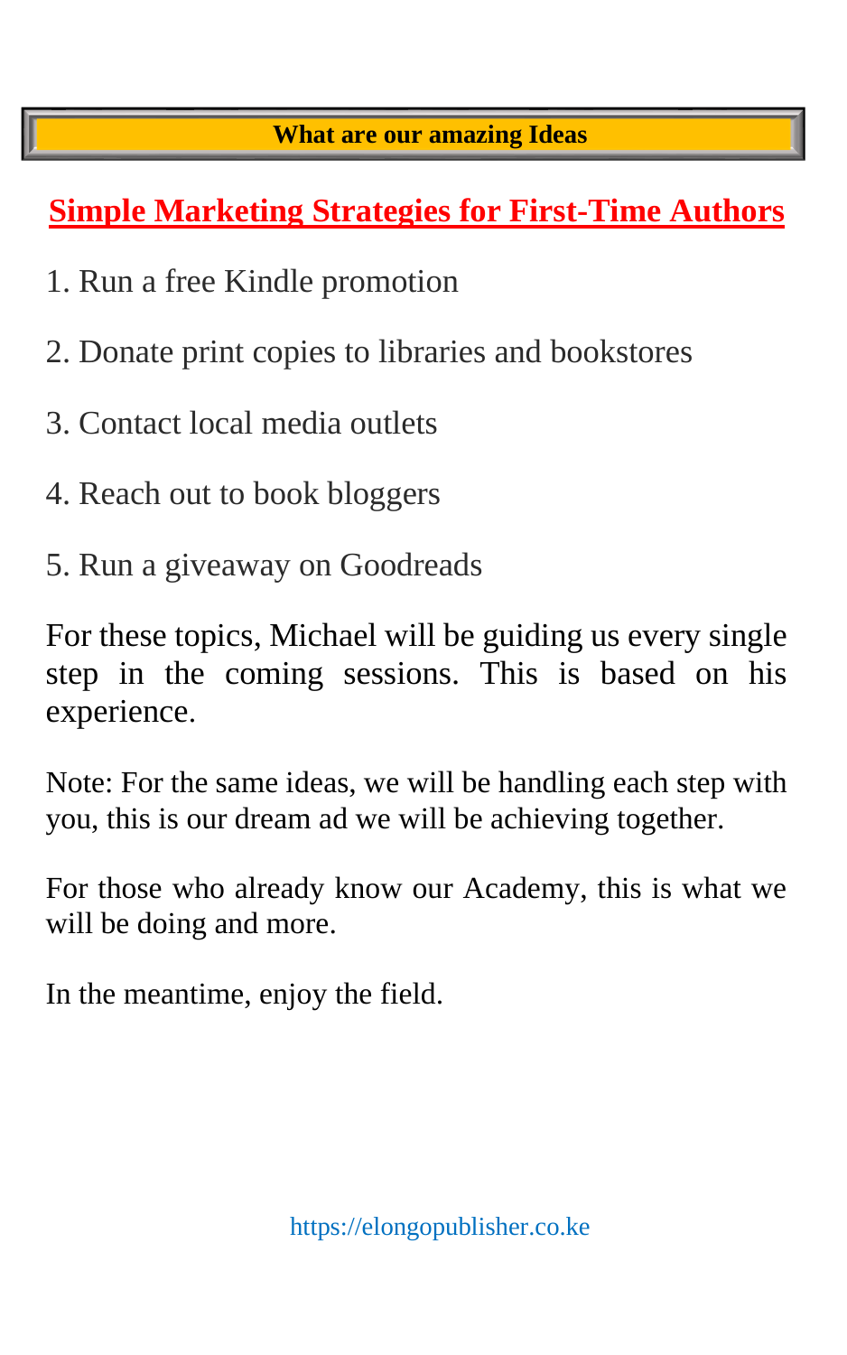**What are our amazing Ideas**

## Simple Marketing Strategies for First-Time Authors

1. Run a free Kindle promotion

2. Donate print copies to libraries and bookstores

3. Contact local media outlets

4. Reach out to book bloggers

5. Run a giveaway on Goodreads

For these topics, Michael will be guiding us every single step in the coming sessions. This is based on his experience.

Note: For the same ideas, we will be handling each step with you, this is our dream ad we will be achieving together.

For those who already know our Academy, this is what we will be doing and more.

In the meantime, enjoy the field.

https://elongopublisher.co.ke